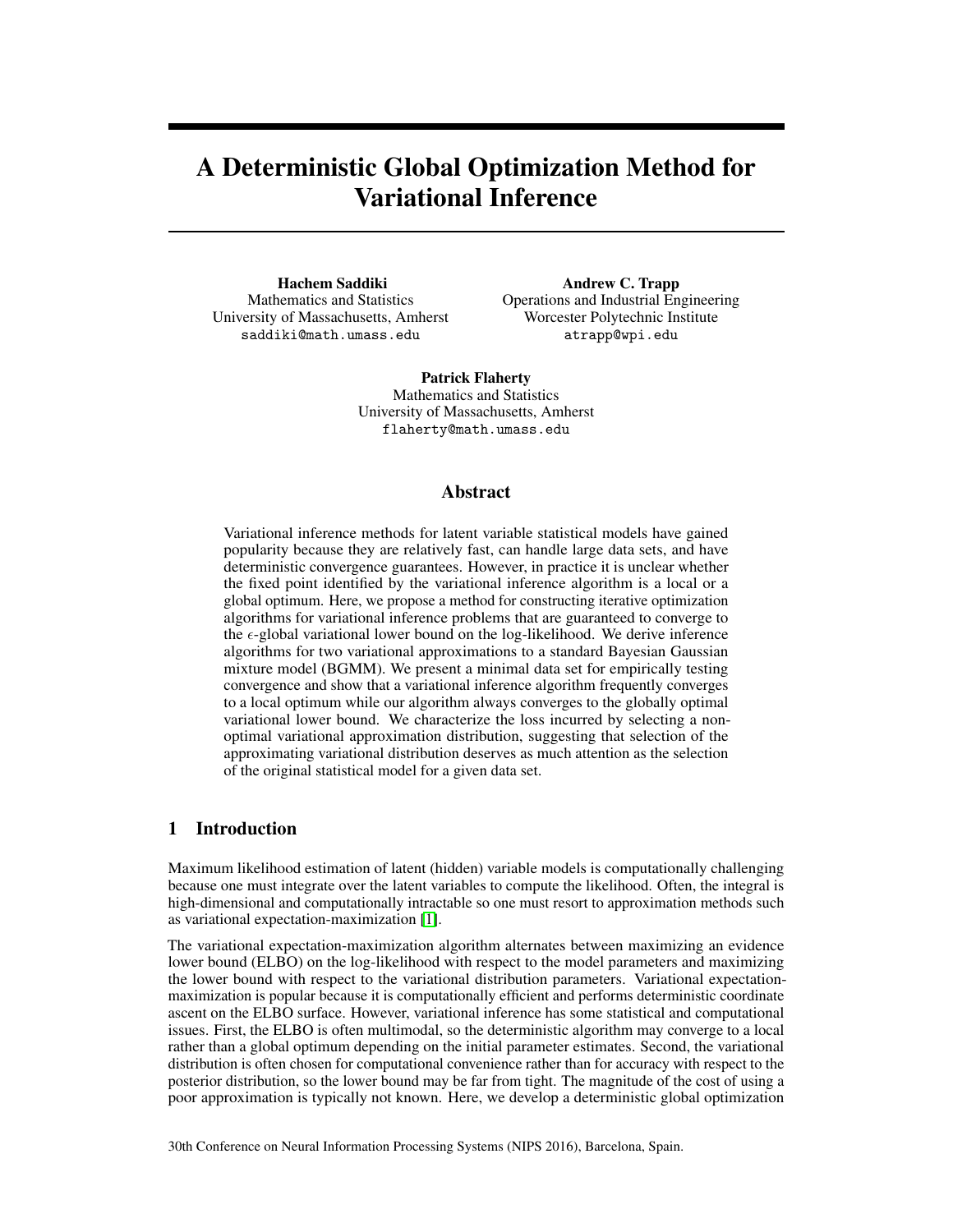# A Deterministic Global Optimization Method for Variational Inference

**Hachem Saddiki**
Mathematics and Statistics
University of Massachusetts, Amherst
saddiki@math.umass.edu

**Andrew C. Trapp**
Operations and Industrial Engineering
Worcester Polytechnic Institute
atrapp@wpi.edu

**Patrick Flaherty**
Mathematics and Statistics
University of Massachusetts, Amherst
flaherty@math.umass.edu

## Abstract

Variational inference methods for latent variable statistical models have gained popularity because they are relatively fast, can handle large data sets, and have deterministic convergence guarantees. However, in practice it is unclear whether the fixed point identified by the variational inference algorithm is a local or a global optimum. Here, we propose a method for constructing iterative optimization algorithms for variational inference problems that are guaranteed to converge to the $\epsilon$-global variational lower bound on the log-likelihood. We derive inference algorithms for two variational approximations to a standard Bayesian Gaussian mixture model (BGMM). We present a minimal data set for empirically testing convergence and show that a variational inference algorithm frequently converges to a local optimum while our algorithm always converges to the globally optimal variational lower bound. We characterize the loss incurred by selecting a non-optimal variational approximation distribution, suggesting that selection of the approximating variational distribution deserves as much attention as the selection of the original statistical model for a given data set.

## 1 Introduction

Maximum likelihood estimation of latent (hidden) variable models is computationally challenging because one must integrate over the latent variables to compute the likelihood. Often, the integral is high-dimensional and computationally intractable so one must resort to approximation methods such as variational expectation-maximization [1].

The variational expectation-maximization algorithm alternates between maximizing an evidence lower bound (ELBO) on the log-likelihood with respect to the model parameters and maximizing the lower bound with respect to the variational distribution parameters. Variational expectation-maximization is popular because it is computationally efficient and performs deterministic coordinate ascent on the ELBO surface. However, variational inference has some statistical and computational issues. First, the ELBO is often multimodal, so the deterministic algorithm may converge to a local rather than a global optimum depending on the initial parameter estimates. Second, the variational distribution is often chosen for computational convenience rather than for accuracy with respect to the posterior distribution, so the lower bound may be far from tight. The magnitude of the cost of using a poor approximation is typically not known. Here, we develop a deterministic global optimization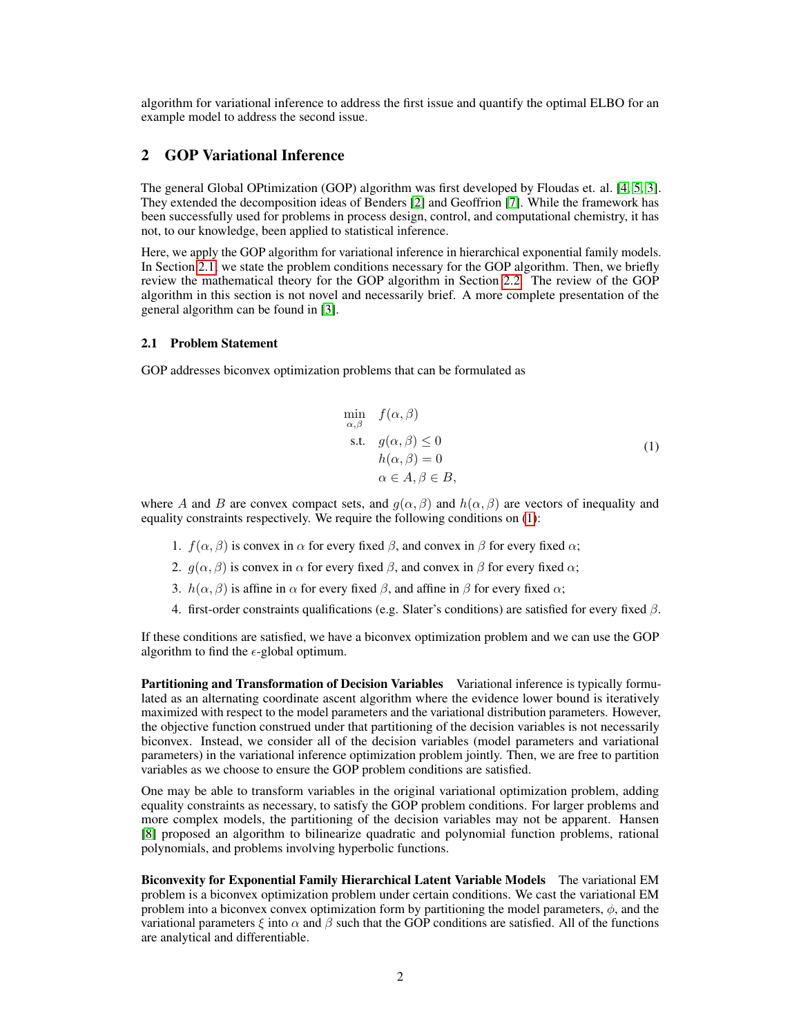algorithm for variational inference to address the first issue and quantify the optimal ELBO for an example model to address the second issue.

## 2 GOP Variational Inference

The general Global OPtimization (GOP) algorithm was first developed by Floudas et. al. [4, 5, 3]. They extended the decomposition ideas of Benders [2] and Geoffrion [7]. While the framework has been successfully used for problems in process design, control, and computational chemistry, it has not, to our knowledge, been applied to statistical inference.

Here, we apply the GOP algorithm for variational inference in hierarchical exponential family models. In Section 2.1, we state the problem conditions necessary for the GOP algorithm. Then, we briefly review the mathematical theory for the GOP algorithm in Section 2.2. The review of the GOP algorithm in this section is not novel and necessarily brief. A more complete presentation of the general algorithm can be found in [3].

### 2.1 Problem Statement

GOP addresses biconvex optimization problems that can be formulated as

$$
\begin{aligned}
\min_{\alpha,\beta} \quad & f(\alpha,\beta) \\
\text{s.t.} \quad & g(\alpha,\beta) \leq 0 \\
& h(\alpha,\beta) = 0 \\
& \alpha \in A, \beta \in B,
\end{aligned}
\tag{1}
$$

where $A$ and $B$ are convex compact sets, and $g(\alpha,\beta)$ and $h(\alpha,\beta)$ are vectors of inequality and equality constraints respectively. We require the following conditions on (1):

1. $f(\alpha,\beta)$ is convex in $\alpha$ for every fixed $\beta$, and convex in $\beta$ for every fixed $\alpha$;
2. $g(\alpha,\beta)$ is convex in $\alpha$ for every fixed $\beta$, and convex in $\beta$ for every fixed $\alpha$;
3. $h(\alpha,\beta)$ is affine in $\alpha$ for every fixed $\beta$, and affine in $\beta$ for every fixed $\alpha$;
4. first-order constraints qualifications (e.g. Slater's conditions) are satisfied for every fixed $\beta$.

If these conditions are satisfied, we have a biconvex optimization problem and we can use the GOP algorithm to find the $\epsilon$-global optimum.

**Partitioning and Transformation of Decision Variables** Variational inference is typically formulated as an alternating coordinate ascent algorithm where the evidence lower bound is iteratively maximized with respect to the model parameters and the variational distribution parameters. However, the objective function construed under that partitioning of the decision variables is not necessarily biconvex. Instead, we consider all of the decision variables (model parameters and variational parameters) in the variational inference optimization problem jointly. Then, we are free to partition variables as we choose to ensure the GOP problem conditions are satisfied.

One may be able to transform variables in the original variational optimization problem, adding equality constraints as necessary, to satisfy the GOP problem conditions. For larger problems and more complex models, the partitioning of the decision variables may not be apparent. Hansen [8] proposed an algorithm to bilinearize quadratic and polynomial function problems, rational polynomials, and problems involving hyperbolic functions.

**Biconvexity for Exponential Family Hierarchical Latent Variable Models** The variational EM problem is a biconvex optimization problem under certain conditions. We cast the variational EM problem into a biconvex convex optimization form by partitioning the model parameters, $\phi$, and the variational parameters $\xi$ into $\alpha$ and $\beta$ such that the GOP conditions are satisfied. All of the functions are analytical and differentiable.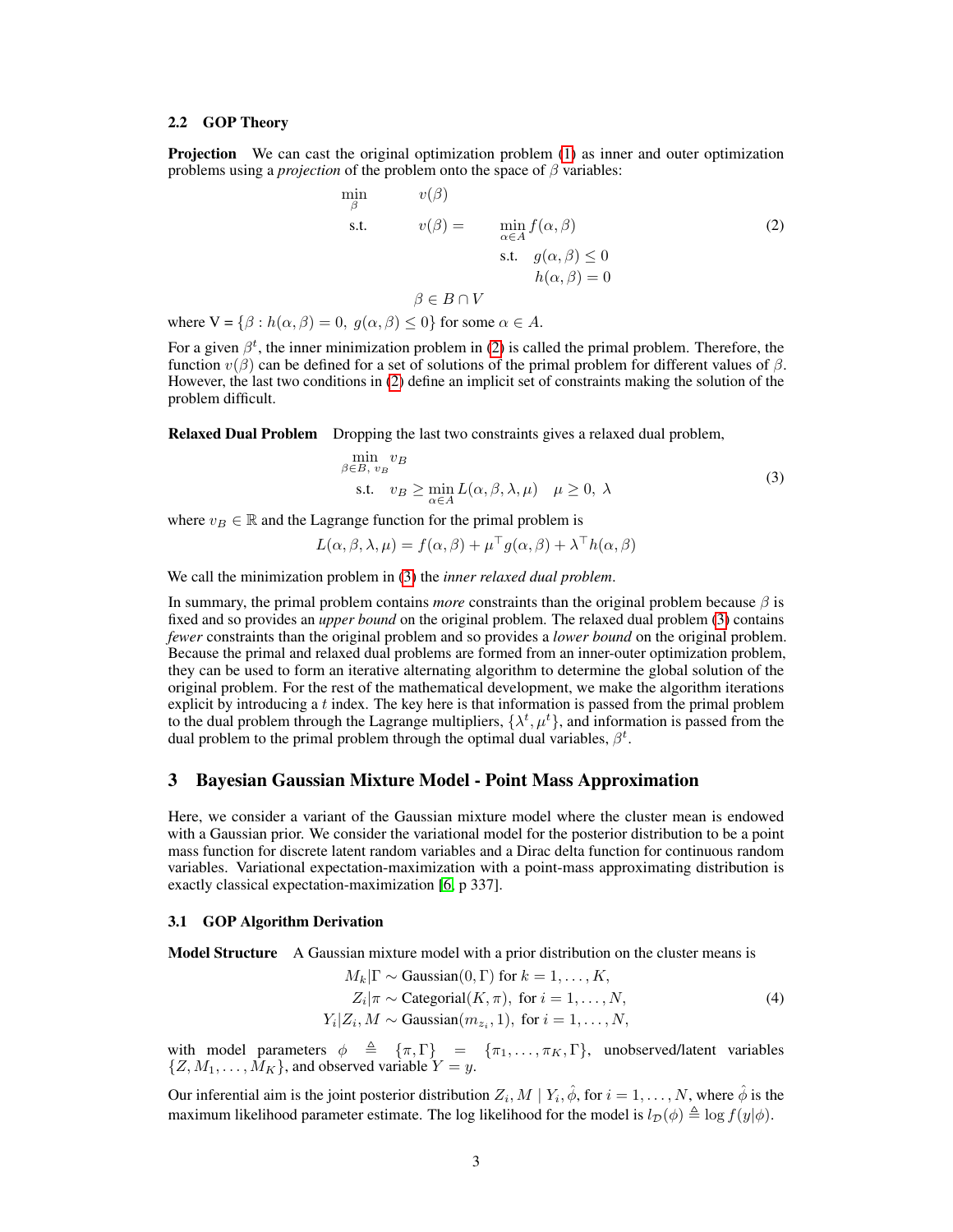### 2.2 GOP Theory

**Projection** We can cast the original optimization problem (1) as inner and outer optimization problems using a *projection* of the problem onto the space of $\beta$ variables:

$$
\begin{aligned}
\min_{\beta} \quad & v(\beta) \\
\text{s.t.} \quad & v(\beta) = \quad \min_{\alpha \in A} f(\alpha, \beta) \\
& \qquad\qquad \text{s.t.} \quad g(\alpha, \beta) \leq 0 \\
& \qquad\qquad\qquad\quad h(\alpha, \beta) = 0 \\
& \beta \in B \cap V
\end{aligned}
\tag{2}
$$

where V = $\{\beta : h(\alpha, \beta) = 0,\ g(\alpha, \beta) \leq 0\}$ for some $\alpha \in A$.

For a given $\beta^t$, the inner minimization problem in (2) is called the primal problem. Therefore, the function $v(\beta)$ can be defined for a set of solutions of the primal problem for different values of $\beta$. However, the last two conditions in (2) define an implicit set of constraints making the solution of the problem difficult.

**Relaxed Dual Problem** Dropping the last two constraints gives a relaxed dual problem,

$$
\begin{aligned}
\min_{\beta \in B,\ v_B} \quad & v_B \\
\text{s.t.} \quad & v_B \geq \min_{\alpha \in A} L(\alpha, \beta, \lambda, \mu) \quad \mu \geq 0,\ \lambda
\end{aligned}
\tag{3}
$$

where $v_B \in \mathbb{R}$ and the Lagrange function for the primal problem is

$$
L(\alpha, \beta, \lambda, \mu) = f(\alpha, \beta) + \mu^\top g(\alpha, \beta) + \lambda^\top h(\alpha, \beta)
$$

We call the minimization problem in (3) the *inner relaxed dual problem*.

In summary, the primal problem contains *more* constraints than the original problem because $\beta$ is fixed and so provides an *upper bound* on the original problem. The relaxed dual problem (3) contains *fewer* constraints than the original problem and so provides a *lower bound* on the original problem. Because the primal and relaxed dual problems are formed from an inner-outer optimization problem, they can be used to form an iterative alternating algorithm to determine the global solution of the original problem. For the rest of the mathematical development, we make the algorithm iterations explicit by introducing a $t$ index. The key here is that information is passed from the primal problem to the dual problem through the Lagrange multipliers, $\{\lambda^t, \mu^t\}$, and information is passed from the dual problem to the primal problem through the optimal dual variables, $\beta^t$.

## 3 Bayesian Gaussian Mixture Model - Point Mass Approximation

Here, we consider a variant of the Gaussian mixture model where the cluster mean is endowed with a Gaussian prior. We consider the variational model for the posterior distribution to be a point mass function for discrete latent random variables and a Dirac delta function for continuous random variables. Variational expectation-maximization with a point-mass approximating distribution is exactly classical expectation-maximization [6, p 337].

### 3.1 GOP Algorithm Derivation

**Model Structure** A Gaussian mixture model with a prior distribution on the cluster means is

$$
\begin{aligned}
M_k | \Gamma &\sim \text{Gaussian}(0, \Gamma) \text{ for } k = 1, \ldots, K, \\
Z_i | \pi &\sim \text{Categorial}(K, \pi), \text{ for } i = 1, \ldots, N, \\
Y_i | Z_i, M &\sim \text{Gaussian}(m_{z_i}, 1), \text{ for } i = 1, \ldots, N,
\end{aligned}
\tag{4}
$$

with model parameters $\phi \triangleq \{\pi, \Gamma\} = \{\pi_1, \ldots, \pi_K, \Gamma\}$, unobserved/latent variables $\{Z, M_1, \ldots, M_K\}$, and observed variable $Y = y$.

Our inferential aim is the joint posterior distribution $Z_i, M \mid Y_i, \hat{\phi}$, for $i = 1, \ldots, N$, where $\hat{\phi}$ is the maximum likelihood parameter estimate. The log likelihood for the model is $l_{\mathcal{D}}(\phi) \triangleq \log f(y|\phi)$.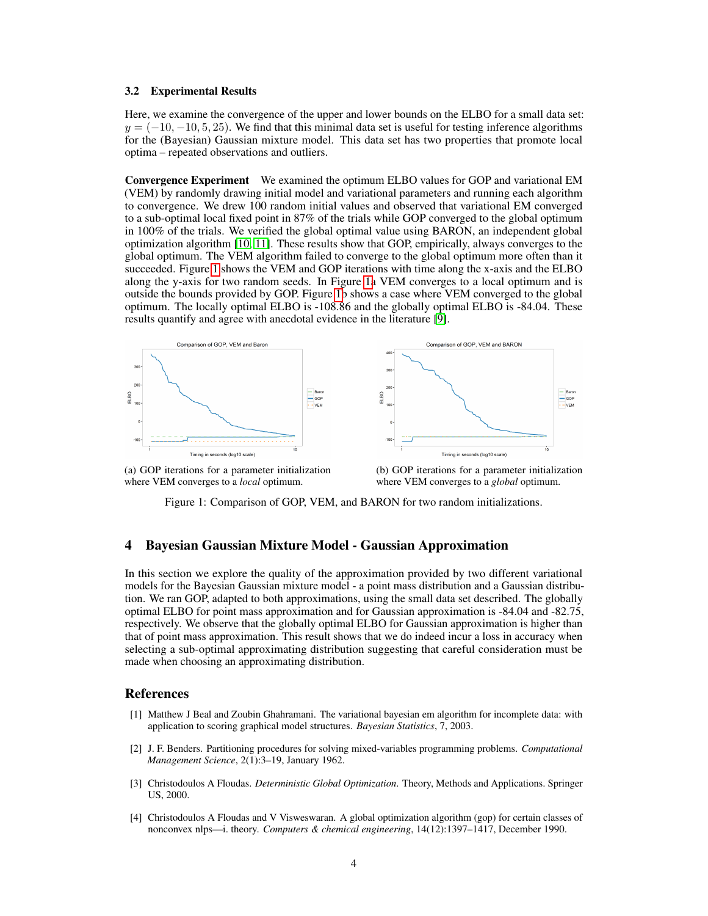### 3.2 Experimental Results

Here, we examine the convergence of the upper and lower bounds on the ELBO for a small data set: $y = (-10, -10, 5, 25)$. We find that this minimal data set is useful for testing inference algorithms for the (Bayesian) Gaussian mixture model. This data set has two properties that promote local optima – repeated observations and outliers.

**Convergence Experiment** We examined the optimum ELBO values for GOP and variational EM (VEM) by randomly drawing initial model and variational parameters and running each algorithm to convergence. We drew 100 random initial values and observed that variational EM converged to a sub-optimal local fixed point in 87% of the trials while GOP converged to the global optimum in 100% of the trials. We verified the global optimal value using BARON, an independent global optimization algorithm [10, 11]. These results show that GOP, empirically, always converges to the global optimum. The VEM algorithm failed to converge to the global optimum more often than it succeeded. Figure 1 shows the VEM and GOP iterations with time along the x-axis and the ELBO along the y-axis for two random seeds. In Figure 1a VEM converges to a local optimum and is outside the bounds provided by GOP. Figure 1b shows a case where VEM converged to the global optimum. The locally optimal ELBO is -108.86 and the globally optimal ELBO is -84.04. These results quantify and agree with anecdotal evidence in the literature [9].

(a) GOP iterations for a parameter initialization where VEM converges to a *local* optimum.

(b) GOP iterations for a parameter initialization where VEM converges to a *global* optimum.

Figure 1: Comparison of GOP, VEM, and BARON for two random initializations.

## 4 Bayesian Gaussian Mixture Model - Gaussian Approximation

In this section we explore the quality of the approximation provided by two different variational models for the Bayesian Gaussian mixture model - a point mass distribution and a Gaussian distribution. We ran GOP, adapted to both approximations, using the small data set described. The globally optimal ELBO for point mass approximation and for Gaussian approximation is -84.04 and -82.75, respectively. We observe that the globally optimal ELBO for Gaussian approximation is higher than that of point mass approximation. This result shows that we do indeed incur a loss in accuracy when selecting a sub-optimal approximating distribution suggesting that careful consideration must be made when choosing an approximating distribution.

## References

[1] Matthew J Beal and Zoubin Ghahramani. The variational bayesian em algorithm for incomplete data: with application to scoring graphical model structures. *Bayesian Statistics*, 7, 2003.

[2] J. F. Benders. Partitioning procedures for solving mixed-variables programming problems. *Computational Management Science*, 2(1):3–19, January 1962.

[3] Christodoulos A Floudas. *Deterministic Global Optimization*. Theory, Methods and Applications. Springer US, 2000.

[4] Christodoulos A Floudas and V Visweswaran. A global optimization algorithm (gop) for certain classes of nonconvex nlps—i. theory. *Computers & chemical engineering*, 14(12):1397–1417, December 1990.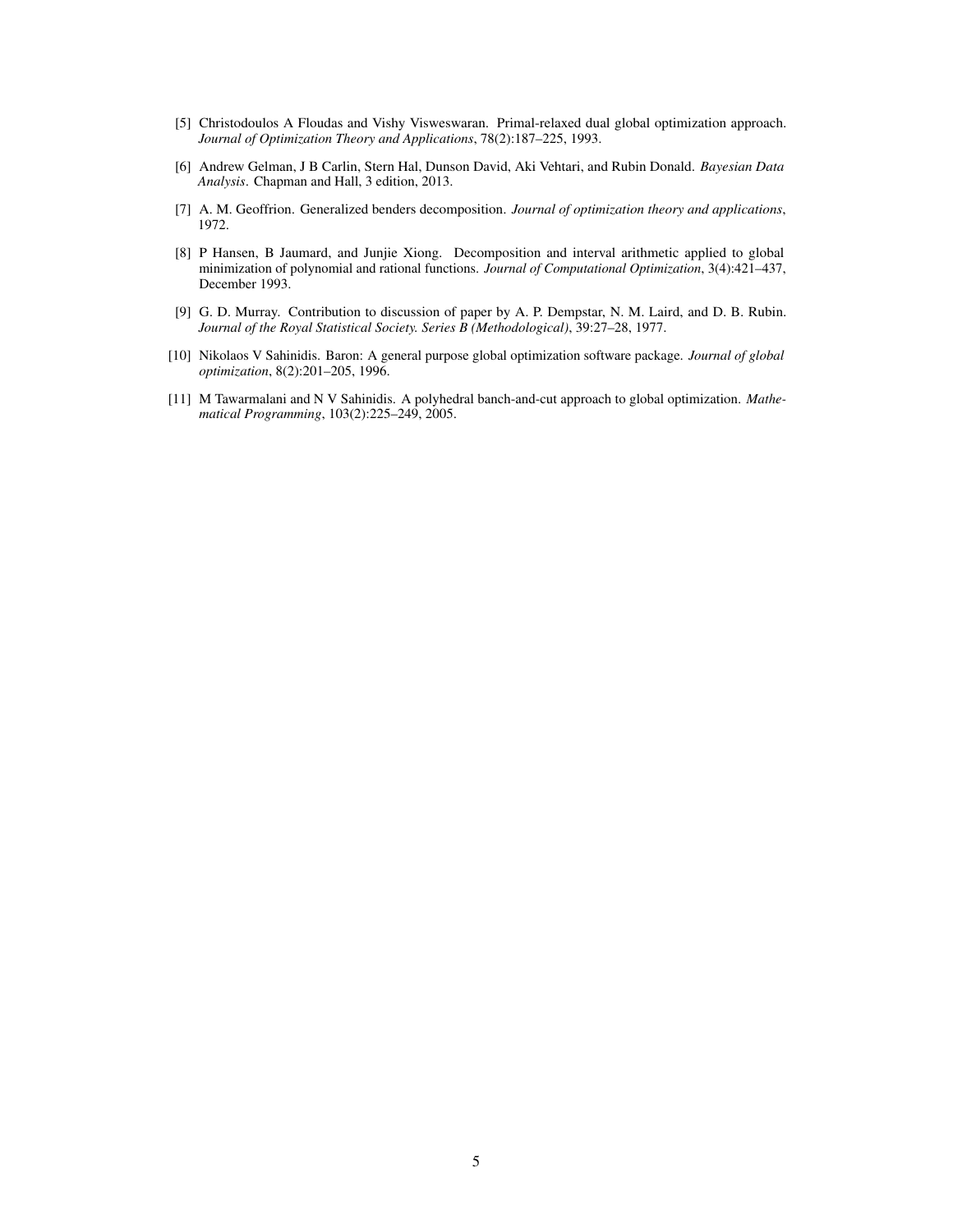[5] Christodoulos A Floudas and Vishy Visweswaran. Primal-relaxed dual global optimization approach. *Journal of Optimization Theory and Applications*, 78(2):187–225, 1993.

[6] Andrew Gelman, J B Carlin, Stern Hal, Dunson David, Aki Vehtari, and Rubin Donald. *Bayesian Data Analysis*. Chapman and Hall, 3 edition, 2013.

[7] A. M. Geoffrion. Generalized benders decomposition. *Journal of optimization theory and applications*, 1972.

[8] P Hansen, B Jaumard, and Junjie Xiong. Decomposition and interval arithmetic applied to global minimization of polynomial and rational functions. *Journal of Computational Optimization*, 3(4):421–437, December 1993.

[9] G. D. Murray. Contribution to discussion of paper by A. P. Dempstar, N. M. Laird, and D. B. Rubin. *Journal of the Royal Statistical Society. Series B (Methodological)*, 39:27–28, 1977.

[10] Nikolaos V Sahinidis. Baron: A general purpose global optimization software package. *Journal of global optimization*, 8(2):201–205, 1996.

[11] M Tawarmalani and N V Sahinidis. A polyhedral banch-and-cut approach to global optimization. *Mathematical Programming*, 103(2):225–249, 2005.